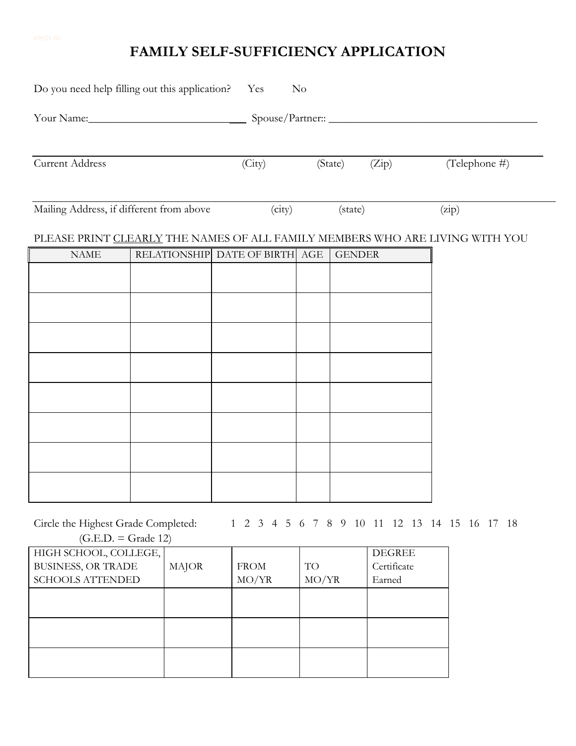# FAMILY SELF-SUFFICIENCY APPLICATION

Do you need help filling out this application? Yes No

Your Name:____________________________ Spouse/Partner:: ______________________________________

_______________________________________________________________________________________
Current Address (City) (State) (Zip) (Telephone #)

_______________________________________________________________________________________
Mailing Address, if different from above (city) (state) (zip)

PLEASE PRINT CLEARLY THE NAMES OF ALL FAMILY MEMBERS WHO ARE LIVING WITH YOU

| NAME | RELATIONSHIP | DATE OF BIRTH | AGE | GENDER |
|---|---|---|---|---|
| | | | | |
| | | | | |
| | | | | |
| | | | | |
| | | | | |
| | | | | |
| | | | | |
| | | | | |

Circle the Highest Grade Completed: 1 2 3 4 5 6 7 8 9 10 11 12 13 14 15 16 17 18
(G.E.D. = Grade 12)

| HIGH SCHOOL, COLLEGE, BUSINESS, OR TRADE SCHOOLS ATTENDED | MAJOR | FROM MO/YR | TO MO/YR | DEGREE Certificate Earned |
|---|---|---|---|---|
| | | | | |
| | | | | |
| | | | | |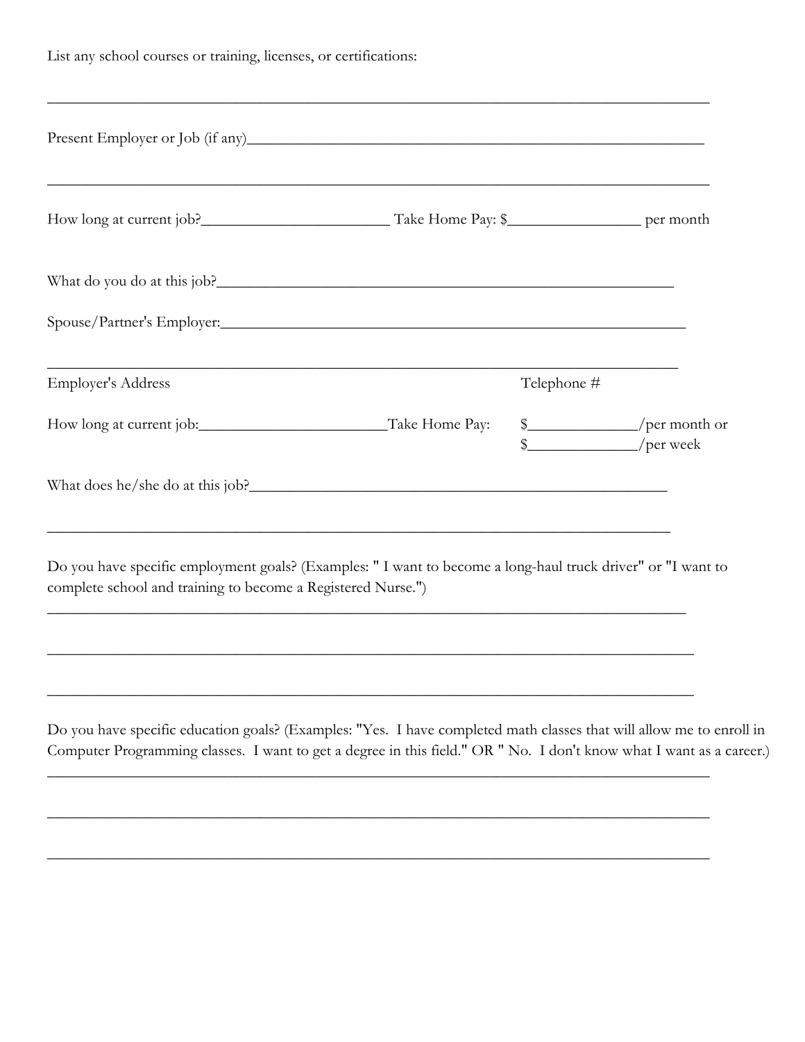List any school courses or training, licenses, or certifications:

_______________________________________________________________________________

Present Employer or Job (if any)______________________________________________________

_______________________________________________________________________________

How long at current job?________________________ Take Home Pay: $_________________ per month

What do you do at this job?______________________________________________________

Spouse/Partner's Employer:______________________________________________________

_______________________________________________________________________________

Employer's Address Telephone #

How long at current job:________________________Take Home Pay: $______________/per month or
$______________/per week

What does he/she do at this job?__________________________________________________

_______________________________________________________________________________

Do you have specific employment goals? (Examples: " I want to become a long-haul truck driver" or "I want to complete school and training to become a Registered Nurse.")

_______________________________________________________________________________

_______________________________________________________________________________

_______________________________________________________________________________

Do you have specific education goals? (Examples: "Yes. I have completed math classes that will allow me to enroll in Computer Programming classes. I want to get a degree in this field." OR " No. I don't know what I want as a career.)

_______________________________________________________________________________

_______________________________________________________________________________

_______________________________________________________________________________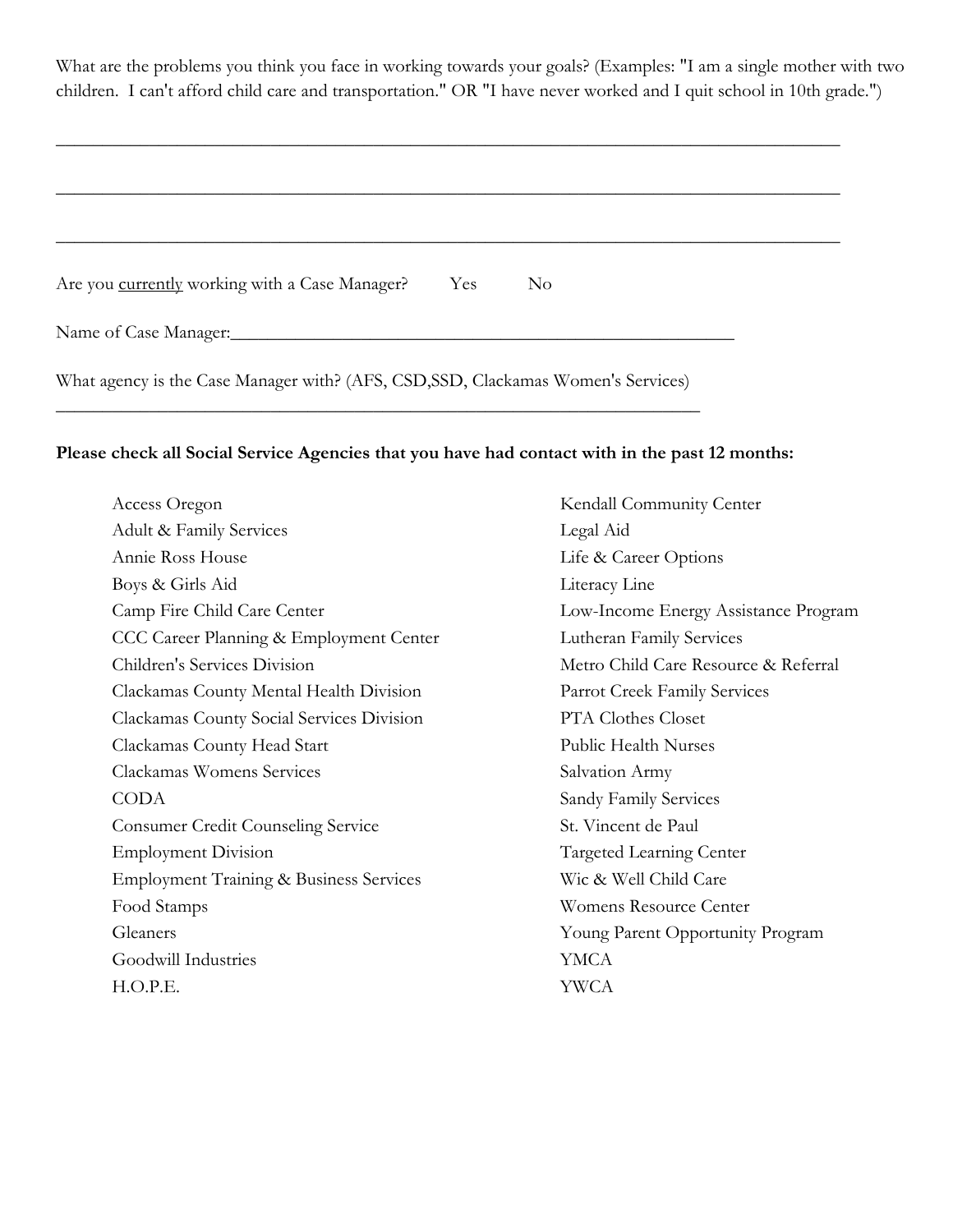What are the problems you think you face in working towards your goals? (Examples: "I am a single mother with two children. I can't afford child care and transportation." OR "I have never worked and I quit school in 10th grade.")

___________________________________________________________________________

___________________________________________________________________________

___________________________________________________________________________

Are you currently working with a Case Manager? Yes No

Name of Case Manager:_____________________________________________

What agency is the Case Manager with? (AFS, CSD,SSD, Clackamas Women's Services)

____________________________________________________________

**Please check all Social Service Agencies that you have had contact with in the past 12 months:**

- Access Oregon
- Adult & Family Services
- Annie Ross House
- Boys & Girls Aid
- Camp Fire Child Care Center
- CCC Career Planning & Employment Center
- Children's Services Division
- Clackamas County Mental Health Division
- Clackamas County Social Services Division
- Clackamas County Head Start
- Clackamas Womens Services
- CODA
- Consumer Credit Counseling Service
- Employment Division
- Employment Training & Business Services
- Food Stamps
- Gleaners
- Goodwill Industries
- H.O.P.E.
- Kendall Community Center
- Legal Aid
- Life & Career Options
- Literacy Line
- Low-Income Energy Assistance Program
- Lutheran Family Services
- Metro Child Care Resource & Referral
- Parrot Creek Family Services
- PTA Clothes Closet
- Public Health Nurses
- Salvation Army
- Sandy Family Services
- St. Vincent de Paul
- Targeted Learning Center
- Wic & Well Child Care
- Womens Resource Center
- Young Parent Opportunity Program
- YMCA
- YWCA